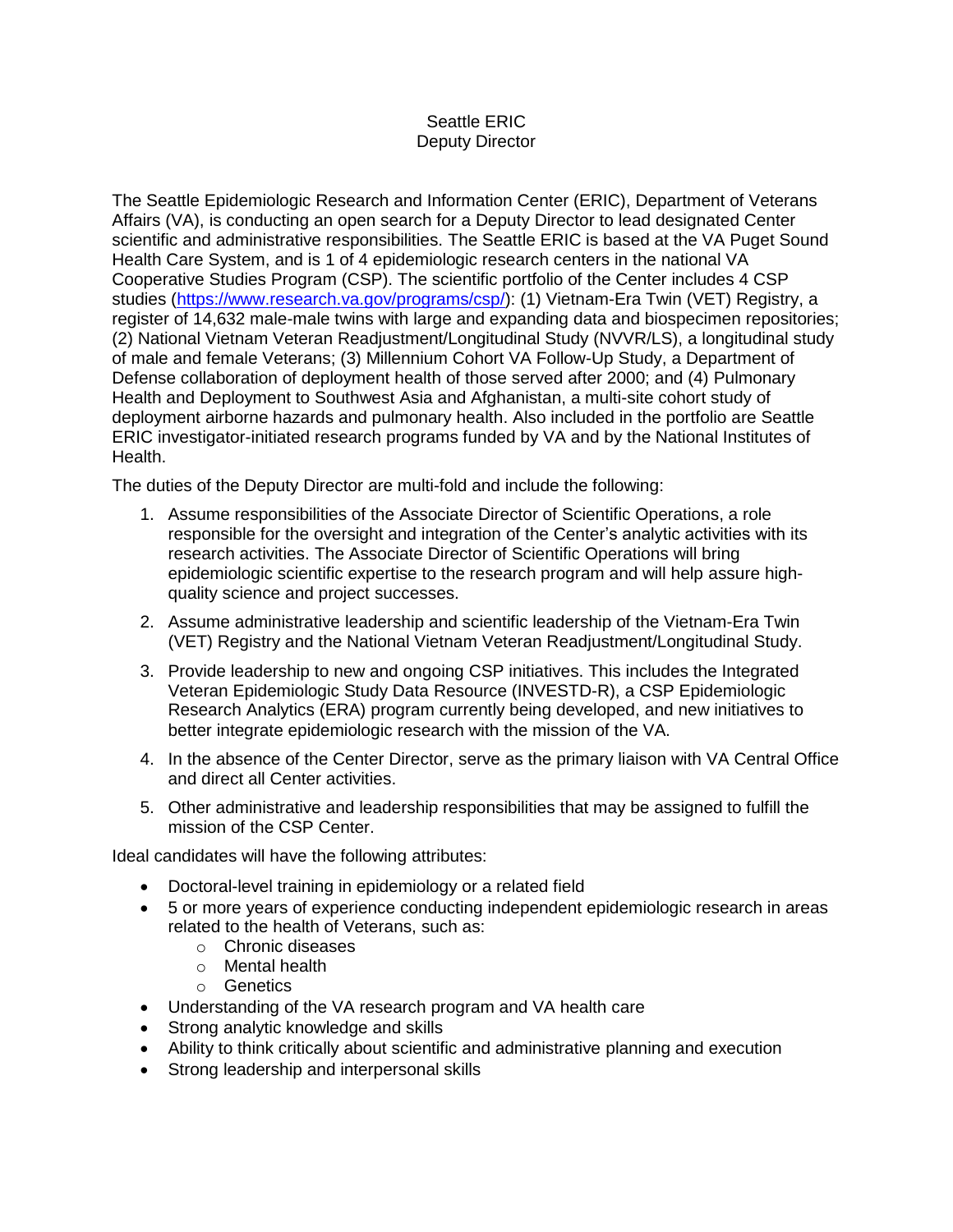# Seattle ERIC
## Deputy Director

The Seattle Epidemiologic Research and Information Center (ERIC), Department of Veterans Affairs (VA), is conducting an open search for a Deputy Director to lead designated Center scientific and administrative responsibilities. The Seattle ERIC is based at the VA Puget Sound Health Care System, and is 1 of 4 epidemiologic research centers in the national VA Cooperative Studies Program (CSP). The scientific portfolio of the Center includes 4 CSP studies ([https://www.research.va.gov/programs/csp/](https://www.research.va.gov/programs/csp/)): (1) Vietnam-Era Twin (VET) Registry, a register of 14,632 male-male twins with large and expanding data and biospecimen repositories; (2) National Vietnam Veteran Readjustment/Longitudinal Study (NVVR/LS), a longitudinal study of male and female Veterans; (3) Millennium Cohort VA Follow-Up Study, a Department of Defense collaboration of deployment health of those served after 2000; and (4) Pulmonary Health and Deployment to Southwest Asia and Afghanistan, a multi-site cohort study of deployment airborne hazards and pulmonary health. Also included in the portfolio are Seattle ERIC investigator-initiated research programs funded by VA and by the National Institutes of Health.

The duties of the Deputy Director are multi-fold and include the following:

1. Assume responsibilities of the Associate Director of Scientific Operations, a role responsible for the oversight and integration of the Center's analytic activities with its research activities. The Associate Director of Scientific Operations will bring epidemiologic scientific expertise to the research program and will help assure high-quality science and project successes.
2. Assume administrative leadership and scientific leadership of the Vietnam-Era Twin (VET) Registry and the National Vietnam Veteran Readjustment/Longitudinal Study.
3. Provide leadership to new and ongoing CSP initiatives. This includes the Integrated Veteran Epidemiologic Study Data Resource (INVESTD-R), a CSP Epidemiologic Research Analytics (ERA) program currently being developed, and new initiatives to better integrate epidemiologic research with the mission of the VA.
4. In the absence of the Center Director, serve as the primary liaison with VA Central Office and direct all Center activities.
5. Other administrative and leadership responsibilities that may be assigned to fulfill the mission of the CSP Center.

Ideal candidates will have the following attributes:

- Doctoral-level training in epidemiology or a related field
- 5 or more years of experience conducting independent epidemiologic research in areas related to the health of Veterans, such as:
  - Chronic diseases
  - Mental health
  - Genetics
- Understanding of the VA research program and VA health care
- Strong analytic knowledge and skills
- Ability to think critically about scientific and administrative planning and execution
- Strong leadership and interpersonal skills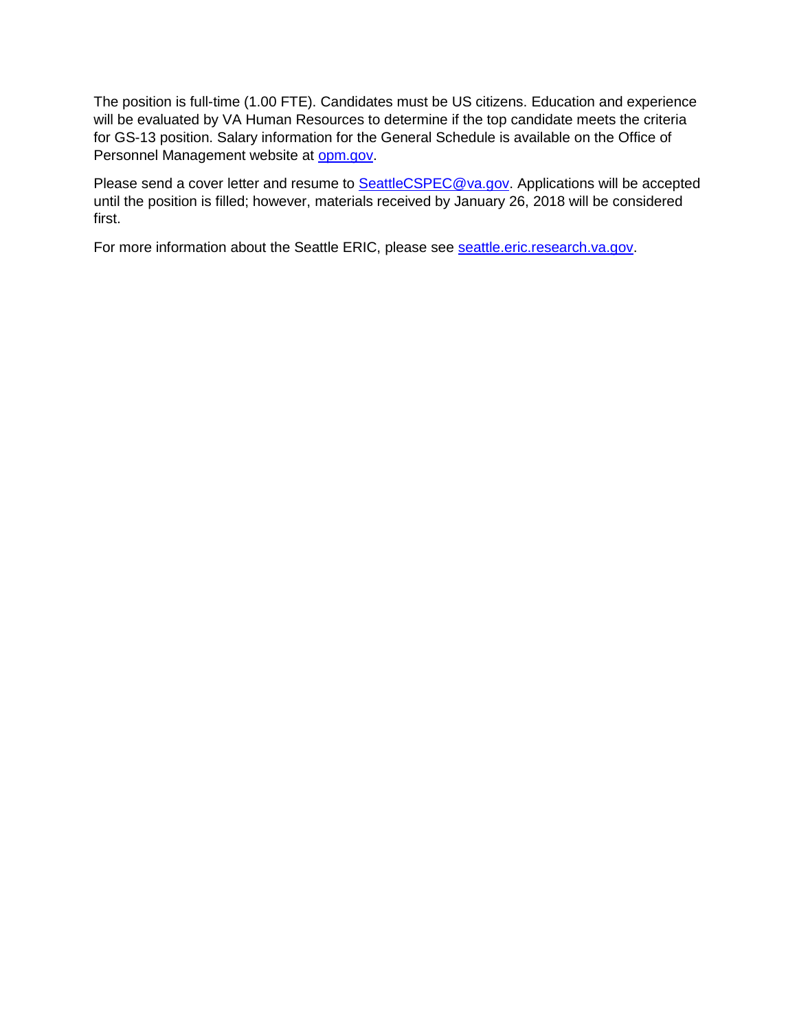The position is full-time (1.00 FTE). Candidates must be US citizens. Education and experience will be evaluated by VA Human Resources to determine if the top candidate meets the criteria for GS-13 position. Salary information for the General Schedule is available on the Office of Personnel Management website at [opm.gov](opm.gov).

Please send a cover letter and resume to [SeattleCSPEC@va.gov](mailto:SeattleCSPEC@va.gov). Applications will be accepted until the position is filled; however, materials received by January 26, 2018 will be considered first.

For more information about the Seattle ERIC, please see [seattle.eric.research.va.gov](seattle.eric.research.va.gov).